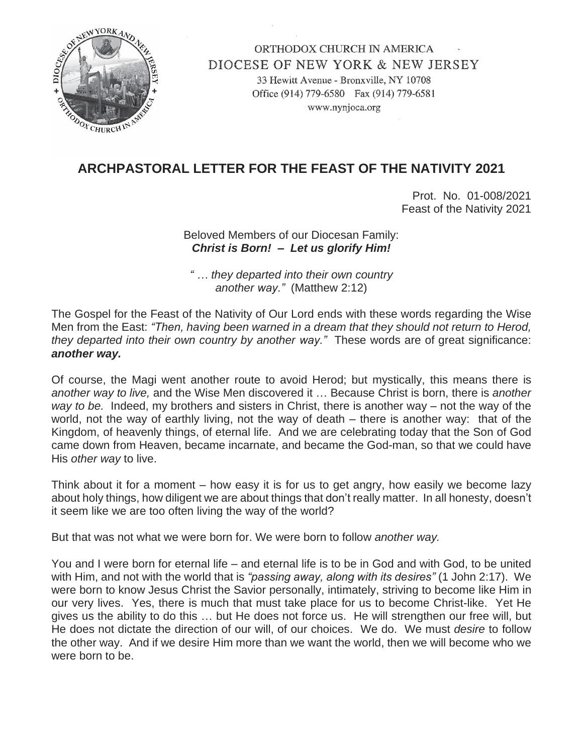ORTHODOX CHURCH IN AMERICA
DIOCESE OF NEW YORK & NEW JERSEY
33 Hewitt Avenue - Bronxville, NY 10708
Office (914) 779-6580 Fax (914) 779-6581
www.nynjoca.org

# ARCHPASTORAL LETTER FOR THE FEAST OF THE NATIVITY 2021

Prot. No. 01-008/2021
Feast of the Nativity 2021

Beloved Members of our Diocesan Family:
***Christ is Born! – Let us glorify Him!***

*" … they departed into their own country another way."* (Matthew 2:12)

The Gospel for the Feast of the Nativity of Our Lord ends with these words regarding the Wise Men from the East: *"Then, having been warned in a dream that they should not return to Herod, they departed into their own country by another way."* These words are of great significance: ***another way.***

Of course, the Magi went another route to avoid Herod; but mystically, this means there is *another way to live,* and the Wise Men discovered it … Because Christ is born, there is *another way to be.* Indeed, my brothers and sisters in Christ, there is another way – not the way of the world, not the way of earthly living, not the way of death – there is another way: that of the Kingdom, of heavenly things, of eternal life. And we are celebrating today that the Son of God came down from Heaven, became incarnate, and became the God-man, so that we could have His *other way* to live.

Think about it for a moment – how easy it is for us to get angry, how easily we become lazy about holy things, how diligent we are about things that don't really matter. In all honesty, doesn't it seem like we are too often living the way of the world?

But that was not what we were born for. We were born to follow *another way.*

You and I were born for eternal life – and eternal life is to be in God and with God, to be united with Him, and not with the world that is *"passing away, along with its desires"* (1 John 2:17). We were born to know Jesus Christ the Savior personally, intimately, striving to become like Him in our very lives. Yes, there is much that must take place for us to become Christ-like. Yet He gives us the ability to do this … but He does not force us. He will strengthen our free will, but He does not dictate the direction of our will, of our choices. We do. We must *desire* to follow the other way. And if we desire Him more than we want the world, then we will become who we were born to be.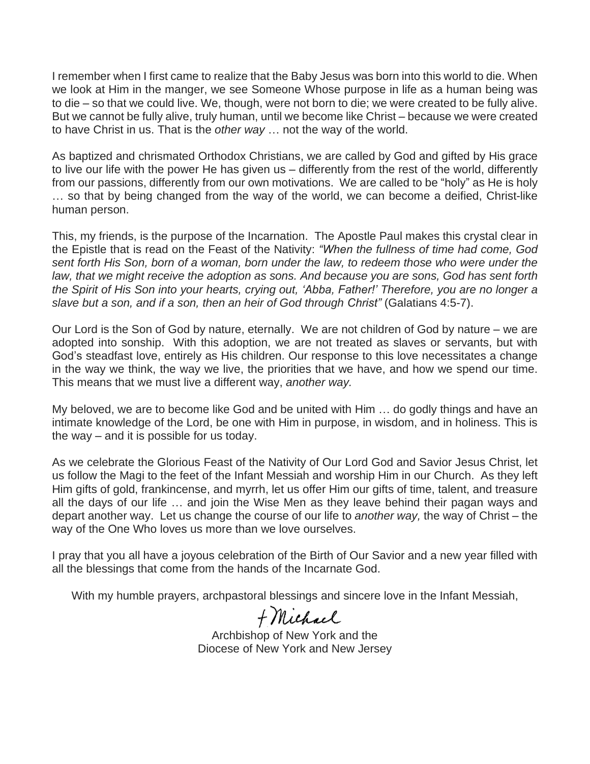I remember when I first came to realize that the Baby Jesus was born into this world to die. When we look at Him in the manger, we see Someone Whose purpose in life as a human being was to die – so that we could live. We, though, were not born to die; we were created to be fully alive. But we cannot be fully alive, truly human, until we become like Christ – because we were created to have Christ in us. That is the *other way* … not the way of the world.

As baptized and chrismated Orthodox Christians, we are called by God and gifted by His grace to live our life with the power He has given us – differently from the rest of the world, differently from our passions, differently from our own motivations. We are called to be "holy" as He is holy … so that by being changed from the way of the world, we can become a deified, Christ-like human person.

This, my friends, is the purpose of the Incarnation. The Apostle Paul makes this crystal clear in the Epistle that is read on the Feast of the Nativity: *"When the fullness of time had come, God sent forth His Son, born of a woman, born under the law, to redeem those who were under the law, that we might receive the adoption as sons. And because you are sons, God has sent forth the Spirit of His Son into your hearts, crying out, 'Abba, Father!' Therefore, you are no longer a slave but a son, and if a son, then an heir of God through Christ"* (Galatians 4:5-7).

Our Lord is the Son of God by nature, eternally. We are not children of God by nature – we are adopted into sonship. With this adoption, we are not treated as slaves or servants, but with God's steadfast love, entirely as His children. Our response to this love necessitates a change in the way we think, the way we live, the priorities that we have, and how we spend our time. This means that we must live a different way, *another way.*

My beloved, we are to become like God and be united with Him … do godly things and have an intimate knowledge of the Lord, be one with Him in purpose, in wisdom, and in holiness. This is the way – and it is possible for us today.

As we celebrate the Glorious Feast of the Nativity of Our Lord God and Savior Jesus Christ, let us follow the Magi to the feet of the Infant Messiah and worship Him in our Church. As they left Him gifts of gold, frankincense, and myrrh, let us offer Him our gifts of time, talent, and treasure all the days of our life … and join the Wise Men as they leave behind their pagan ways and depart another way. Let us change the course of our life to *another way,* the way of Christ – the way of the One Who loves us more than we love ourselves.

I pray that you all have a joyous celebration of the Birth of Our Savior and a new year filled with all the blessings that come from the hands of the Incarnate God.

With my humble prayers, archpastoral blessings and sincere love in the Infant Messiah,

+Michael

Archbishop of New York and the
Diocese of New York and New Jersey